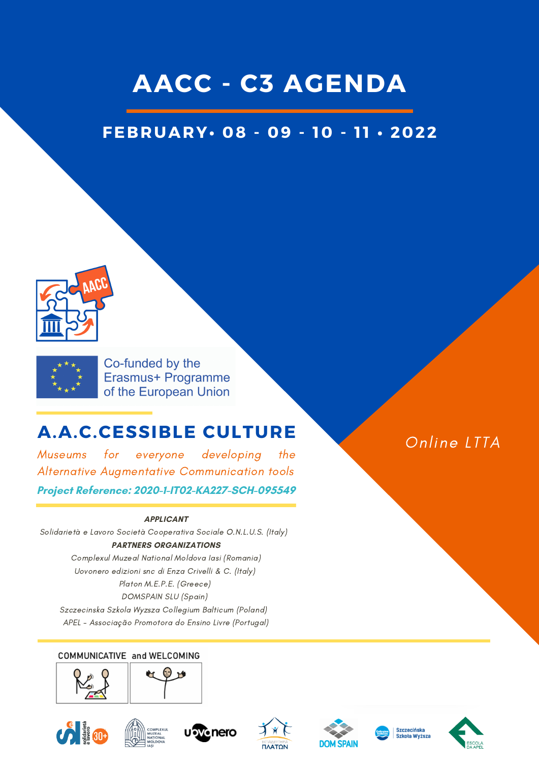# AACC - C3 AGENDA

## FEBRUARY• 08 - 09 - 10 - 11 • 2022

Co-funded by the Erasmus+ Programme of the European Union

Online LTTA

## A.A.C.CESSIBLE CULTURE

*Museums for everyone developing the Alternative Augmentative Communication tools*

***Project Reference: 2020-1-IT02-KA227-SCH-095549***

***APPLICANT***

*Solidarietà e Lavoro Società Cooperativa Sociale O.N.L.U.S. (Italy)*

***PARTNERS ORGANIZATIONS***

*Complexul Muzeal National Moldova Iasi (Romania)*

*Uovonero edizioni snc di Enza Crivelli & C. (Italy)*

*Platon M.E.P.E. (Greece)*

*DOMSPAIN SLU (Spain)*

*Szczecinska Szkola Wyzsza Collegium Balticum (Poland)*

*APEL - Associação Promotora do Ensino Livre (Portugal)*

COMMUNICATIVE and WELCOMING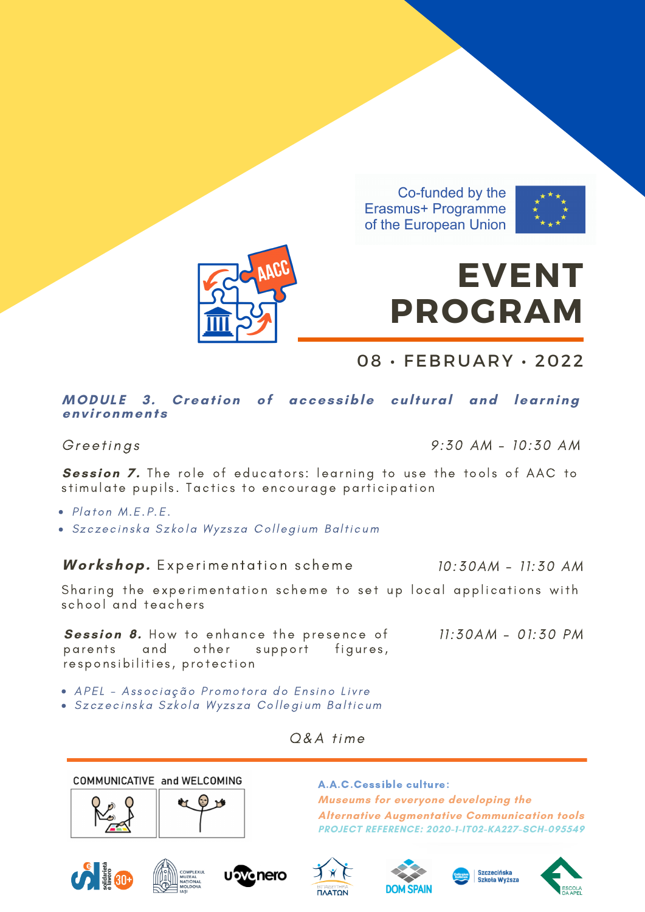Co-funded by the Erasmus+ Programme of the European Union

# EVENT PROGRAM

## 08 · FEBRUARY · 2022

### *MODULE 3. Creation of accessible cultural and learning environments*

*Greetings* — *9:30 AM – 10:30 AM*

**Session 7.** The role of educators: learning to use the tools of AAC to stimulate pupils. Tactics to encourage participation

- *Platon M.E.P.E.*
- *Szczecinska Szkola Wyzsza Collegium Balticum*

**Workshop.** Experimentation scheme — *10:30AM – 11:30 AM*

Sharing the experimentation scheme to set up local applications with school and teachers

**Session 8.** How to enhance the presence of parents and other support figures, responsibilities, protection — *11:30AM – 01:30 PM*

- *APEL – Associação Promotora do Ensino Livre*
- *Szczecinska Szkola Wyzsza Collegium Balticum*

*Q&A time*

COMMUNICATIVE and WELCOMING

**A.A.C.Cessible culture:**
***Museums for everyone developing the Alternative Augmentative Communication tools***
***PROJECT REFERENCE: 2020-1-IT02-KA227-SCH-095549***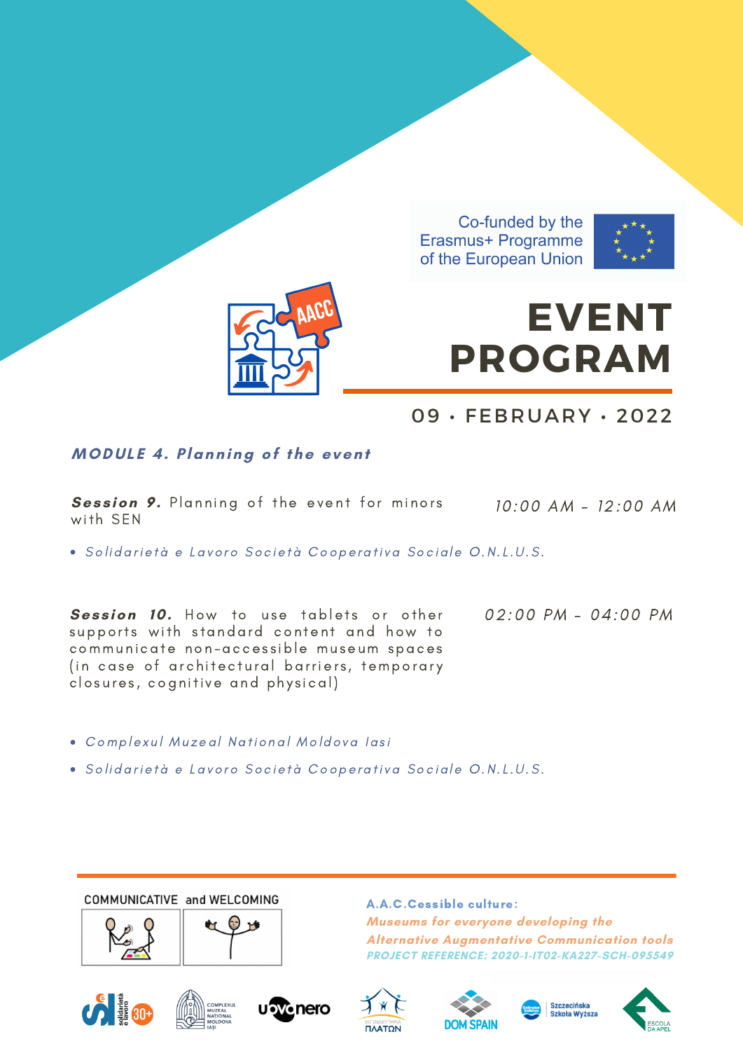Co-funded by the Erasmus+ Programme of the European Union

# EVENT PROGRAM

09 · FEBRUARY · 2022

### *MODULE 4. Planning of the event*

***Session 9.*** Planning of the event for minors with SEN — *10:00 AM – 12:00 AM*

- *Solidarietà e Lavoro Società Cooperativa Sociale O.N.L.U.S.*

***Session 10.*** How to use tablets or other supports with standard content and how to communicate non-accessible museum spaces (in case of architectural barriers, temporary closures, cognitive and physical) — *02:00 PM – 04:00 PM*

- *Complexul Muzeal National Moldova Iasi*
- *Solidarietà e Lavoro Società Cooperativa Sociale O.N.L.U.S.*

COMMUNICATIVE and WELCOMING

**A.A.C.Cessible culture:**
***Museums for everyone developing the Alternative Augmentative Communication tools***
***PROJECT REFERENCE: 2020-1-IT02-KA227-SCH-095549***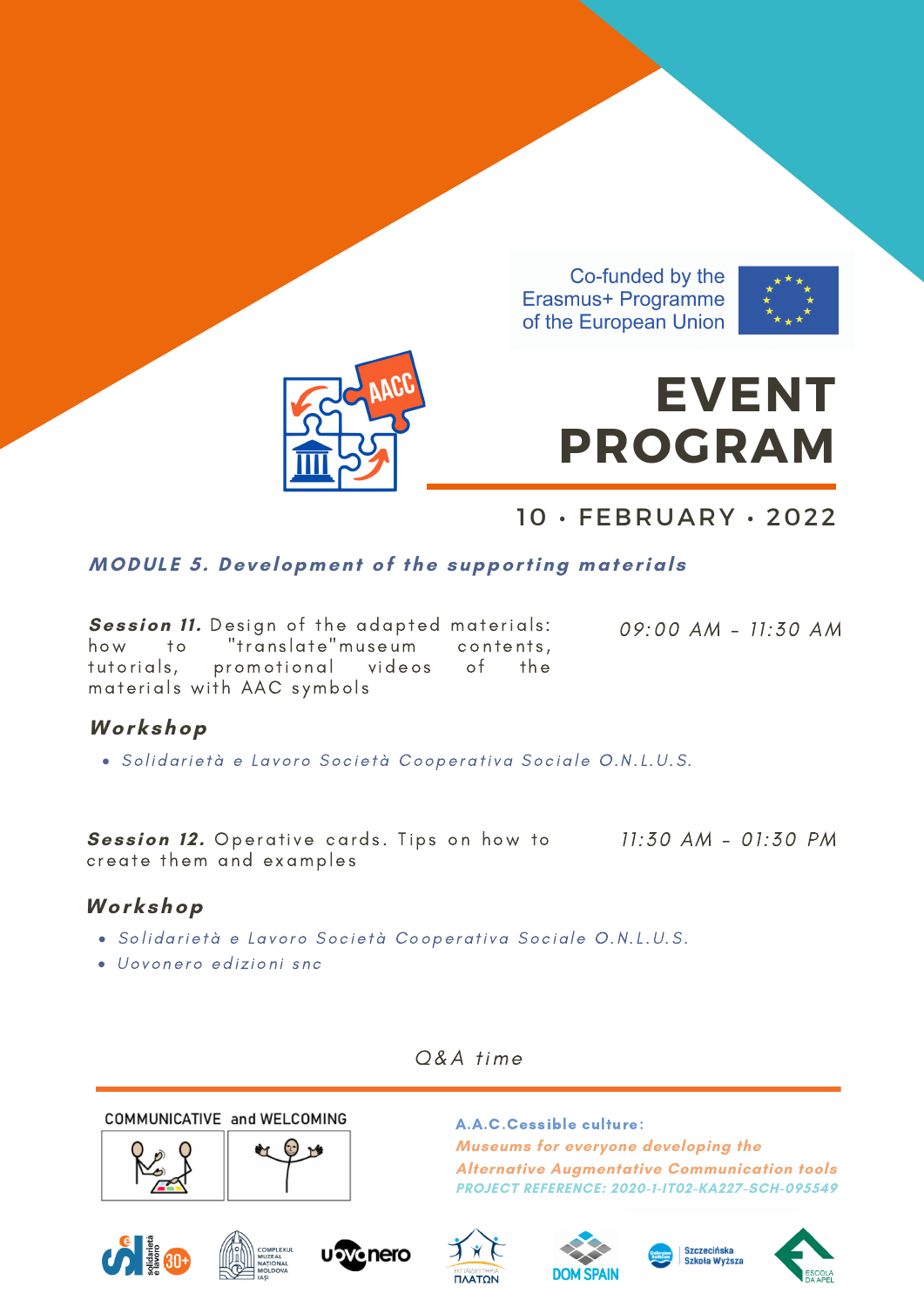Co-funded by the Erasmus+ Programme of the European Union

# EVENT PROGRAM

10 · FEBRUARY · 2022

## *MODULE 5. Development of the supporting materials*

***Session 11.*** Design of the adapted materials: how to "translate"museum contents, tutorials, promotional videos of the materials with AAC symbols

*09:00 AM - 11:30 AM*

### *Workshop*

- *Solidarietà e Lavoro Società Cooperativa Sociale O.N.L.U.S.*

***Session 12.*** Operative cards. Tips on how to create them and examples

*11:30 AM - 01:30 PM*

### *Workshop*

- *Solidarietà e Lavoro Società Cooperativa Sociale O.N.L.U.S.*
- *Uovonero edizioni snc*

*Q&A time*

COMMUNICATIVE and WELCOMING

**A.A.C.Cessible culture:**
***Museums for everyone developing the Alternative Augmentative Communication tools***
***PROJECT REFERENCE: 2020-1-IT02-KA227-SCH-095549***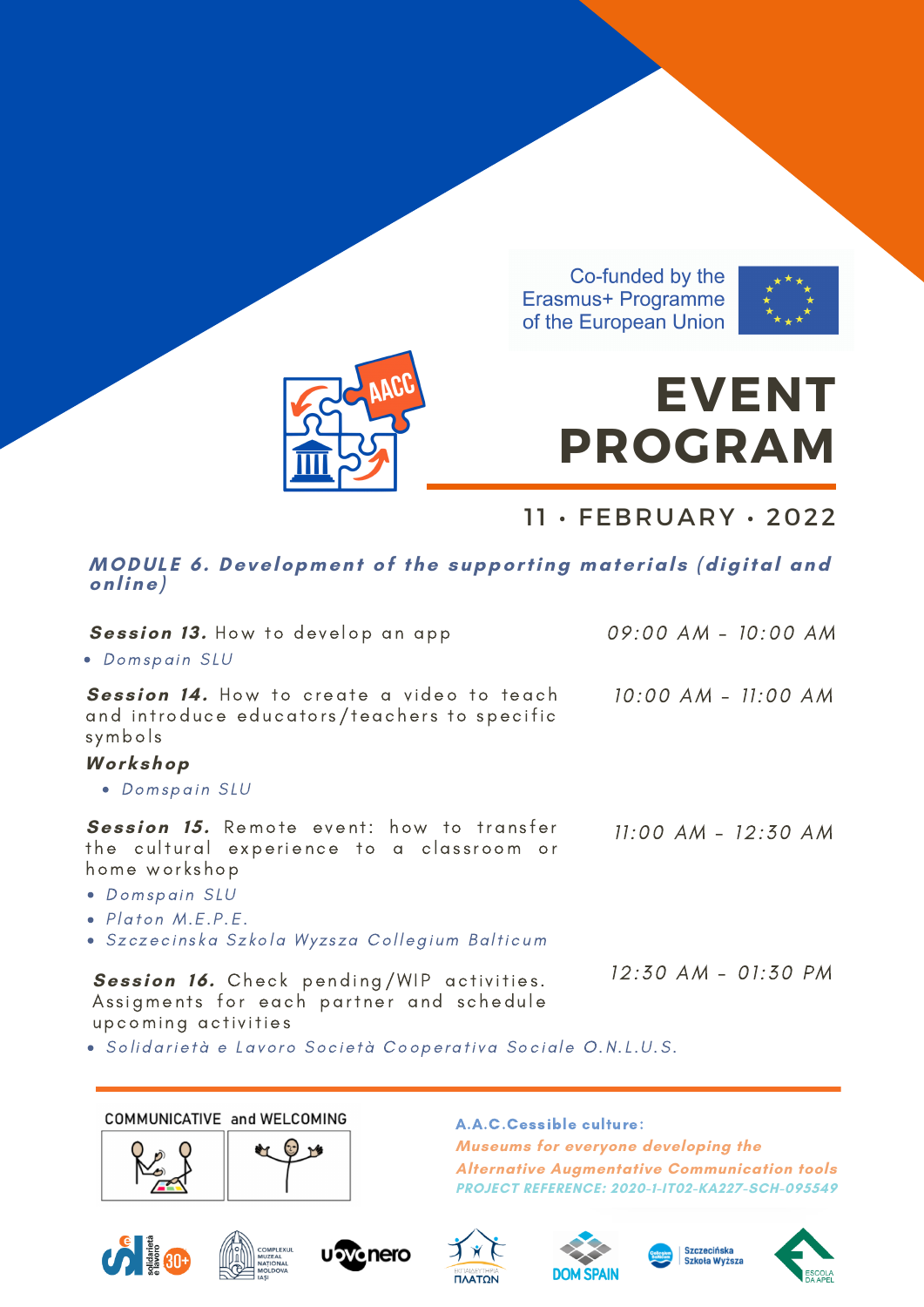Co-funded by the Erasmus+ Programme of the European Union

# EVENT PROGRAM

## 11 · FEBRUARY · 2022

### *MODULE 6. Development of the supporting materials (digital and online)*

***Session 13.*** How to develop an app — *09:00 AM - 10:00 AM*

- *Domspain SLU*

***Session 14.*** How to create a video to teach and introduce educators/teachers to specific symbols — *10:00 AM - 11:00 AM*

***Workshop***

- *Domspain SLU*

***Session 15.*** Remote event: how to transfer the cultural experience to a classroom or home workshop — *11:00 AM - 12:30 AM*

- *Domspain SLU*
- *Platon M.E.P.E.*
- *Szczecinska Szkola Wyzsza Collegium Balticum*

***Session 16.*** Check pending/WIP activities. Assigments for each partner and schedule upcoming activities — *12:30 AM - 01:30 PM*

- *Solidarietà e Lavoro Società Cooperativa Sociale O.N.L.U.S.*

COMMUNICATIVE and WELCOMING

**A.A.C.Cessible culture:**
***Museums for everyone developing the Alternative Augmentative Communication tools***
***PROJECT REFERENCE: 2020-1-IT02-KA227-SCH-095549***